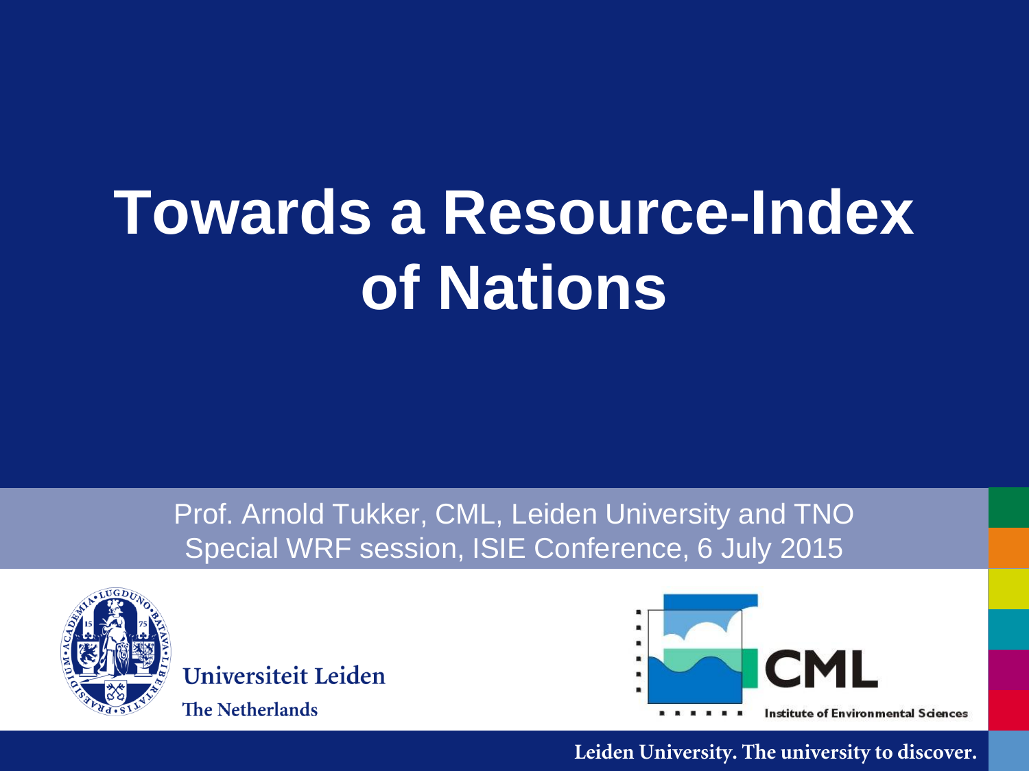# Towards a Resource-Index of Nations

Prof. Arnold Tukker, CML, Leiden University and TNO
Special WRF session, ISIE Conference, 6 July 2015

Universiteit Leiden
The Netherlands

CML
Institute of Environmental Sciences

Leiden University. The university to discover.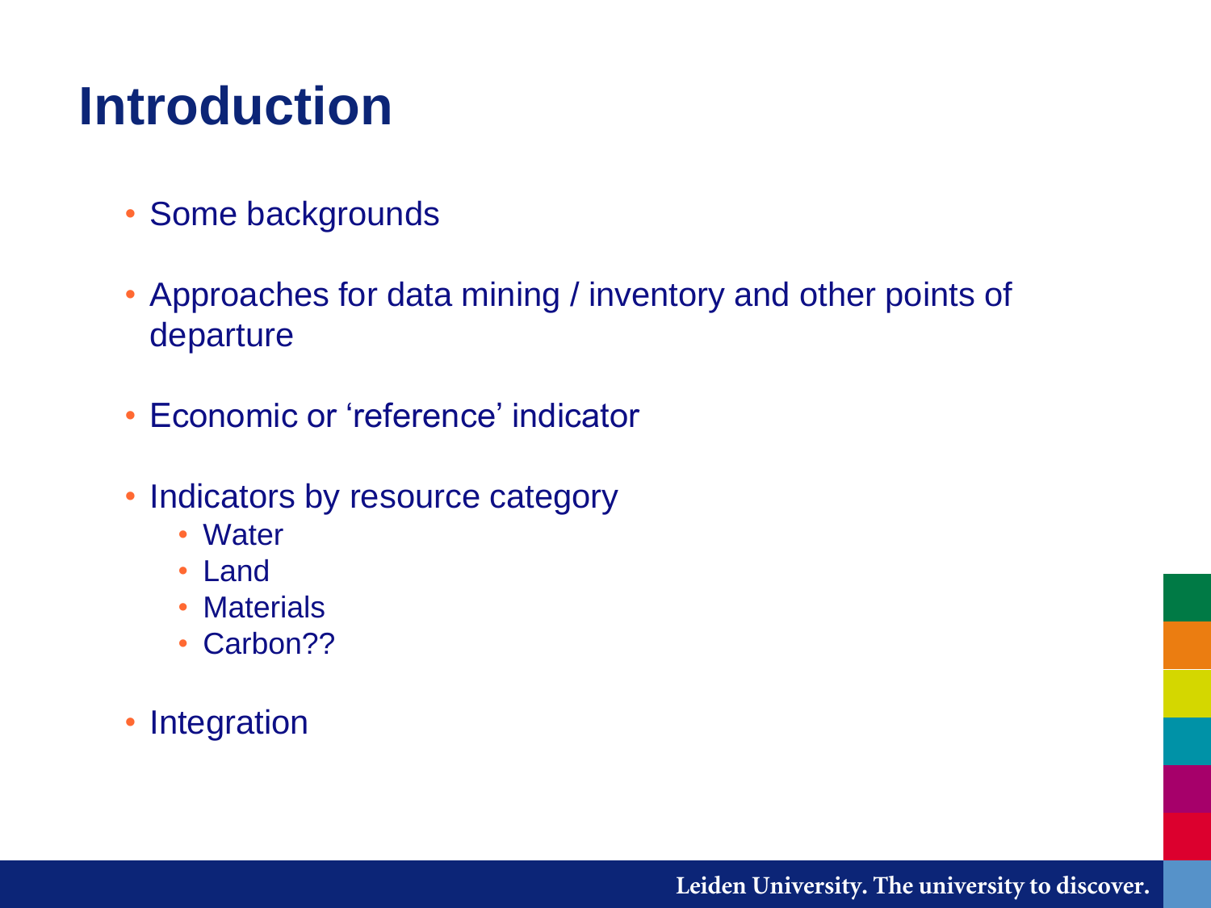# Introduction

- Some backgrounds
- Approaches for data mining / inventory and other points of departure
- Economic or 'reference' indicator
- Indicators by resource category
  - Water
  - Land
  - Materials
  - Carbon??
- Integration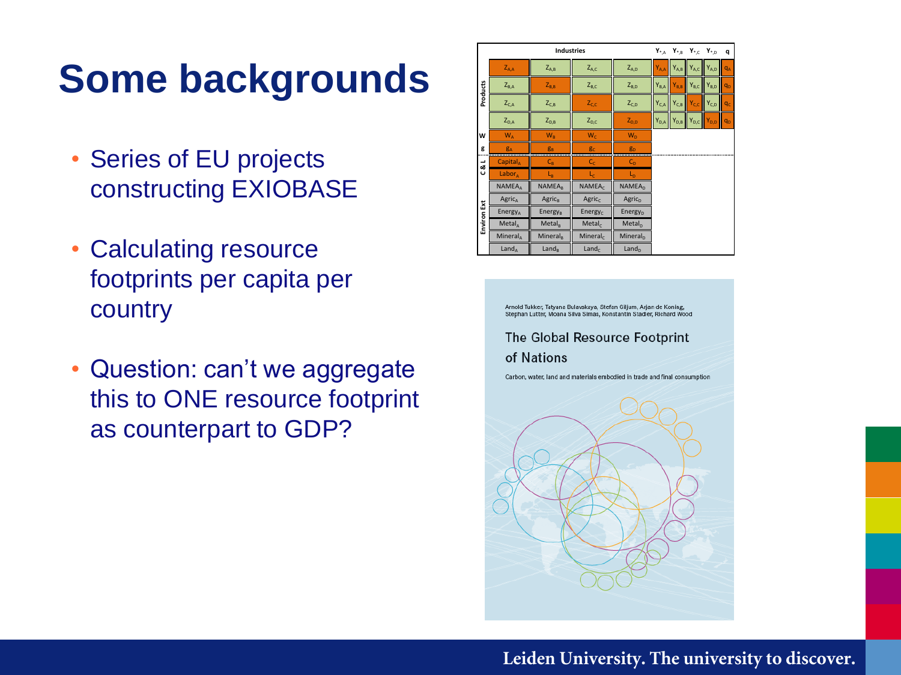# Some backgrounds

- Series of EU projects constructing EXIOBASE
- Calculating resource footprints per capita per country
- Question: can't we aggregate this to ONE resource footprint as counterpart to GDP?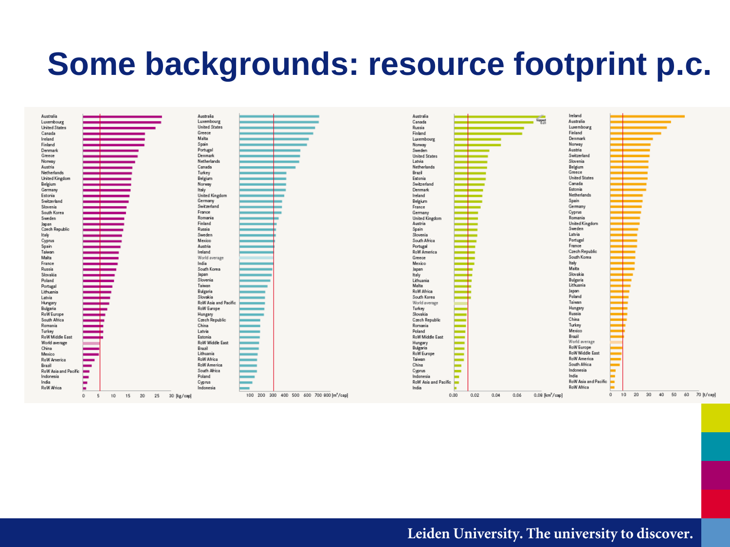# Some backgrounds: resource footprint p.c.

Australia
Luxembourg
United States
Canada
Ireland
Finland
Denmark
Greece
Norway
Austria
Netherlands
United Kingdom
Belgium
Germany
Estonia
Switzerland
Slovenia
South Korea
Sweden
Japan
Czech Republic
Italy
Cyprus
Spain
Taiwan
Malta
France
Russia
Slovakia
Poland
Portugal
Lithuania
Latvia
Hungary
Bulgaria
RoW Europe
South Africa
Romania
Turkey
RoW Middle East
World average
China
Mexico
RoW America
Brazil
RoW Asia and Pacific
Indonesia
India
RoW Africa

0 5 10 15 20 25 30 [kg/cap]

Australia
Luxembourg
United States
Greece
Malta
Spain
Portugal
Denmark
Netherlands
Canada
Turkey
Belgium
Norway
Italy
United Kingdom
Germany
Switzerland
France
Romania
Finland
Russia
Sweden
Mexico
Austria
Ireland
World average
India
South Korea
Japan
Slovenia
Taiwan
Bulgaria
Slovakia
RoW Asia and Pacific
RoW Europe
Hungary
Czech Republic
China
Latvia
Estonia
RoW Middle East
Brazil
Lithuania
RoW Africa
RoW America
South Africa
Poland
Cyprus
Indonesia

100 200 300 400 500 600 700 800 [m²/cap]

Australia
Canada
Russia
Finland
Luxembourg
Norway
Sweden
United States
Latvia
Netherlands
Brazil
Estonia
Switzerland
Denmark
Ireland
Belgium
France
Germany
United Kingdom
Austria
Spain
Slovenia
South Africa
Portugal
RoW America
Greece
Mexico
Japan
Italy
Lithuania
Malta
RoW Africa
South Korea
World average
Turkey
Slovakia
Czech Republic
Romania
Poland
RoW Middle East
Hungary
Bulgaria
RoW Europe
Taiwan
China
Cyprus
Indonesia
RoW Asia and Pacific
India

topped 0.21

0.00 0.02 0.04 0.06 0.08 [km²/cap]

Ireland
Australia
Luxembourg
Finland
Denmark
Norway
Austria
Switzerland
Slovenia
Belgium
Greece
United States
Canada
Estonia
Netherlands
Spain
Germany
Cyprus
Romania
United Kingdom
Sweden
Latvia
Portugal
France
Czech Republic
South Korea
Italy
Malta
Slovakia
Bulgaria
Lithuania
Japan
Poland
Taiwan
Hungary
Russia
China
Turkey
Mexico
Brazil
World average
RoW Europe
RoW Middle East
RoW America
South Africa
Indonesia
India
RoW Asia and Pacific
RoW Africa

0 10 20 30 40 50 60 70 [t/cap]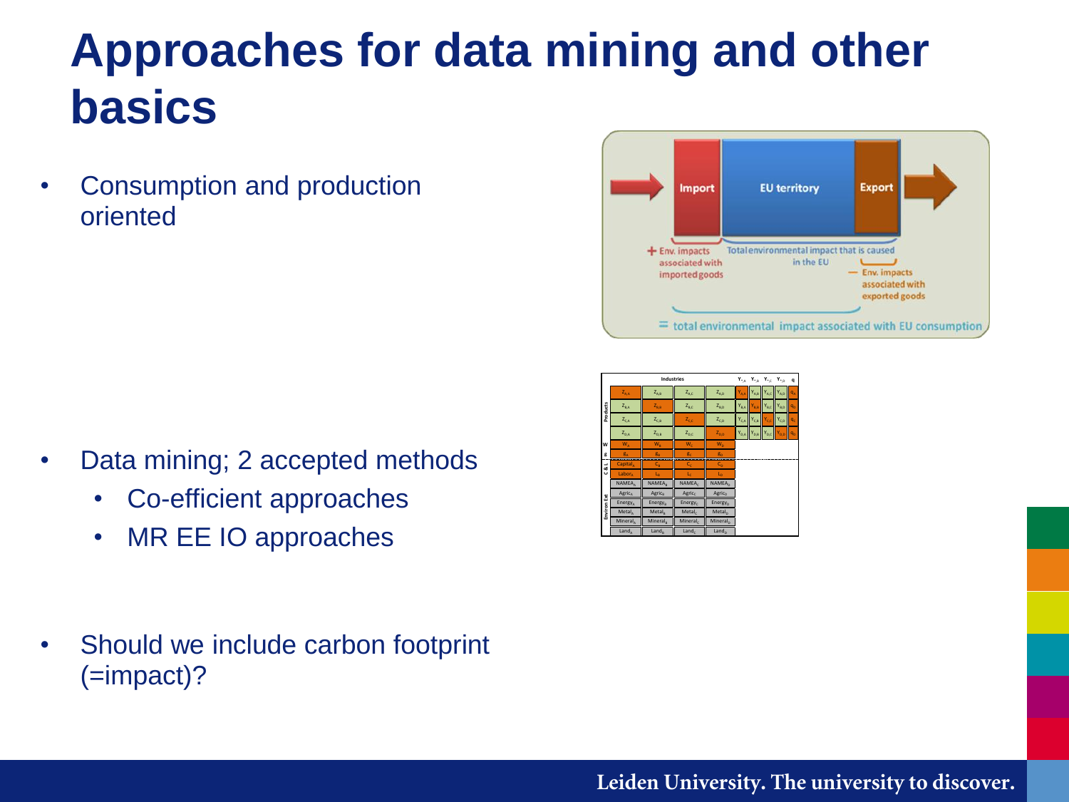# Approaches for data mining and other basics

- Consumption and production oriented

- Data mining; 2 accepted methods
  - Co-efficient approaches
  - MR EE IO approaches

- Should we include carbon footprint (=impact)?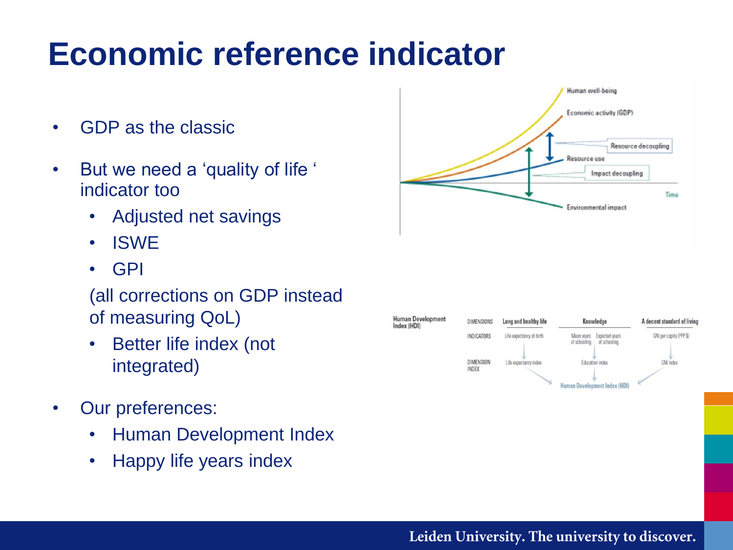# Economic reference indicator

- GDP as the classic
- But we need a 'quality of life ' indicator too
  - Adjusted net savings
  - ISWE
  - GPI

  (all corrections on GDP instead of measuring QoL)
  - Better life index (not integrated)
- Our preferences:
  - Human Development Index
  - Happy life years index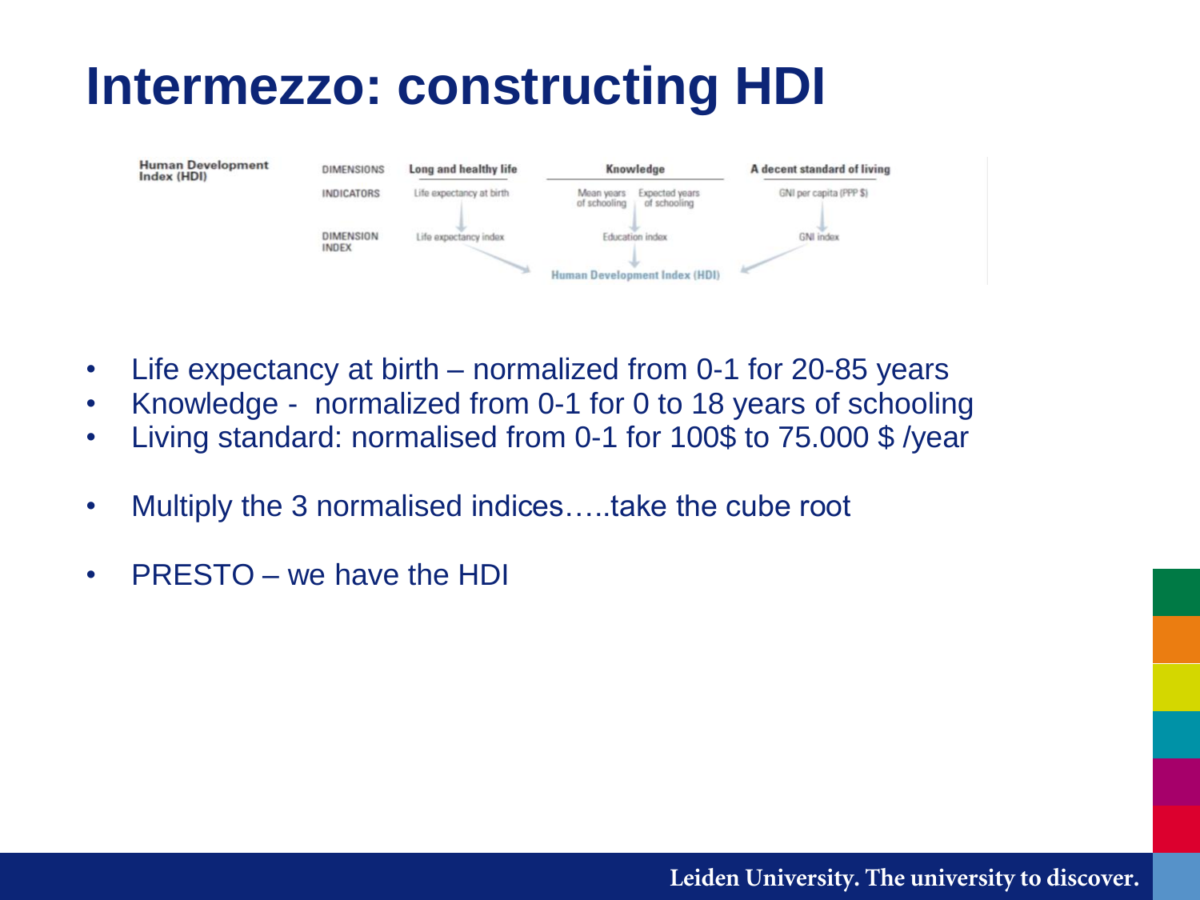# Intermezzo: constructing HDI

| Human Development Index (HDI) | | | | |
|---|---|---|---|---|
| DIMENSIONS | Long and healthy life | Knowledge | | A decent standard of living |
| INDICATORS | Life expectancy at birth | Mean years of schooling | Expected years of schooling | GNI per capita (PPP $) |
| DIMENSION INDEX | Life expectancy index | Education index | | GNI index |
| | | Human Development Index (HDI) | | |

- Life expectancy at birth – normalized from 0-1 for 20-85 years
- Knowledge - normalized from 0-1 for 0 to 18 years of schooling
- Living standard: normalised from 0-1 for 100$ to 75.000 $ /year

- Multiply the 3 normalised indices…..take the cube root

- PRESTO – we have the HDI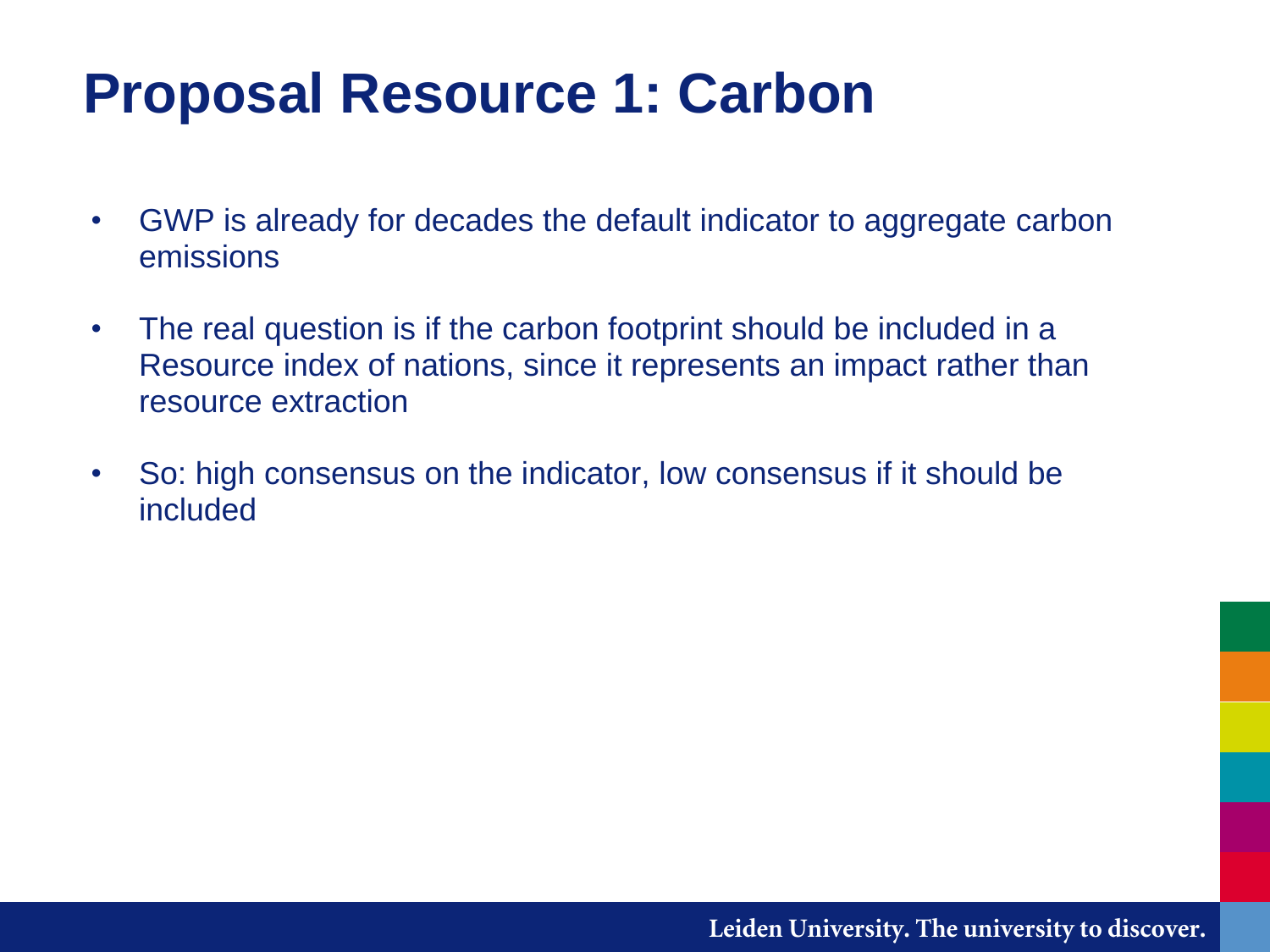# Proposal Resource 1: Carbon

- GWP is already for decades the default indicator to aggregate carbon emissions
- The real question is if the carbon footprint should be included in a Resource index of nations, since it represents an impact rather than resource extraction
- So: high consensus on the indicator, low consensus if it should be included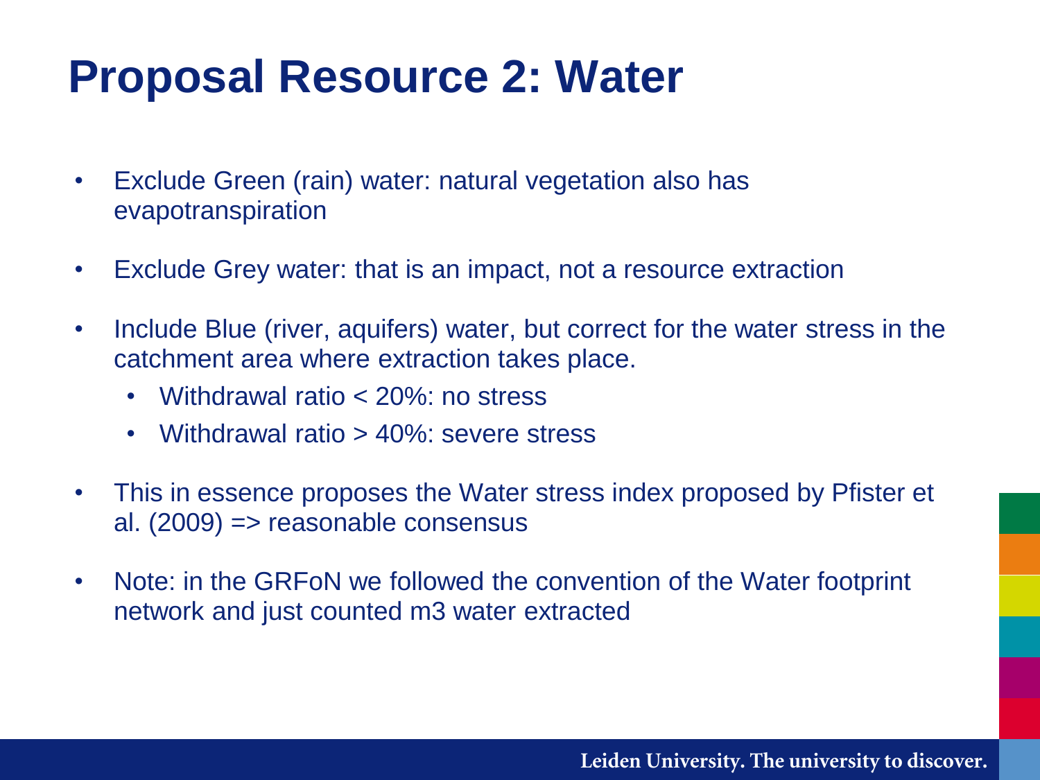# Proposal Resource 2: Water

- Exclude Green (rain) water: natural vegetation also has evapotranspiration
- Exclude Grey water: that is an impact, not a resource extraction
- Include Blue (river, aquifers) water, but correct for the water stress in the catchment area where extraction takes place.
  - Withdrawal ratio < 20%: no stress
  - Withdrawal ratio > 40%: severe stress
- This in essence proposes the Water stress index proposed by Pfister et al. (2009) => reasonable consensus
- Note: in the GRFoN we followed the convention of the Water footprint network and just counted m3 water extracted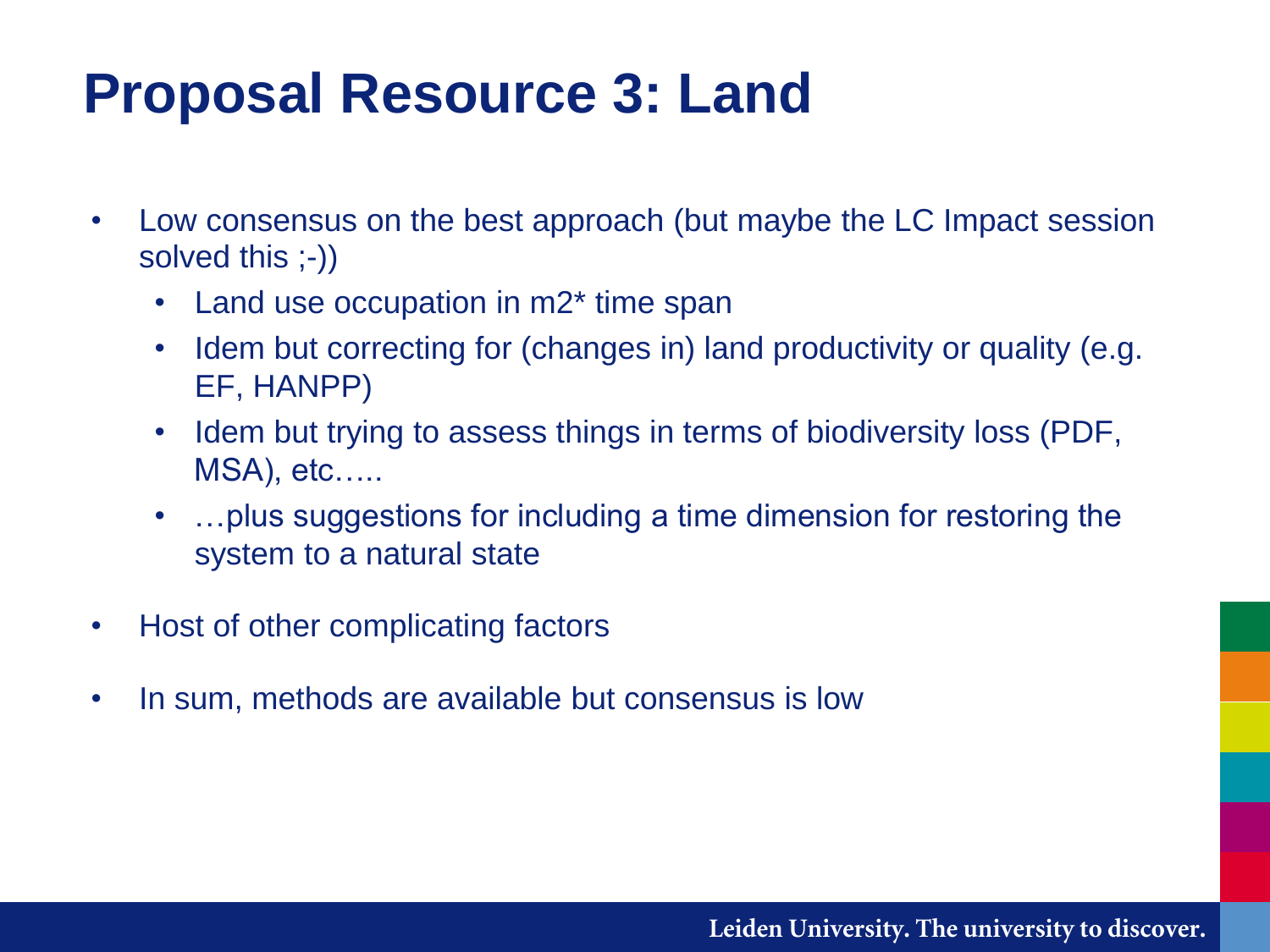# Proposal Resource 3: Land

- Low consensus on the best approach (but maybe the LC Impact session solved this ;-))
  - Land use occupation in m2* time span
  - Idem but correcting for (changes in) land productivity or quality (e.g. EF, HANPP)
  - Idem but trying to assess things in terms of biodiversity loss (PDF, MSA), etc…..
  - …plus suggestions for including a time dimension for restoring the system to a natural state
- Host of other complicating factors
- In sum, methods are available but consensus is low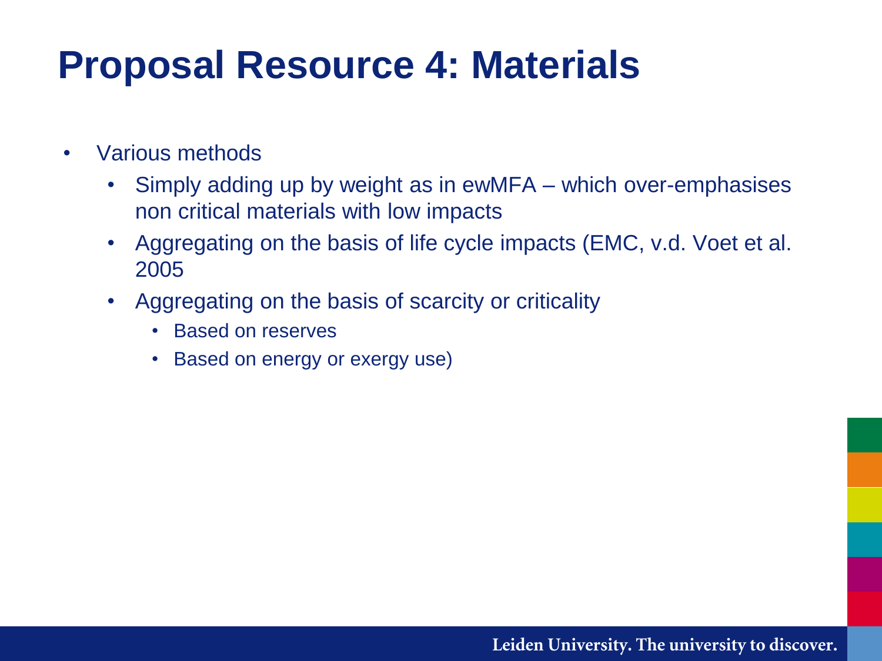# Proposal Resource 4: Materials

- Various methods
  - Simply adding up by weight as in ewMFA – which over-emphasises non critical materials with low impacts
  - Aggregating on the basis of life cycle impacts (EMC, v.d. Voet et al. 2005
  - Aggregating on the basis of scarcity or criticality
    - Based on reserves
    - Based on energy or exergy use)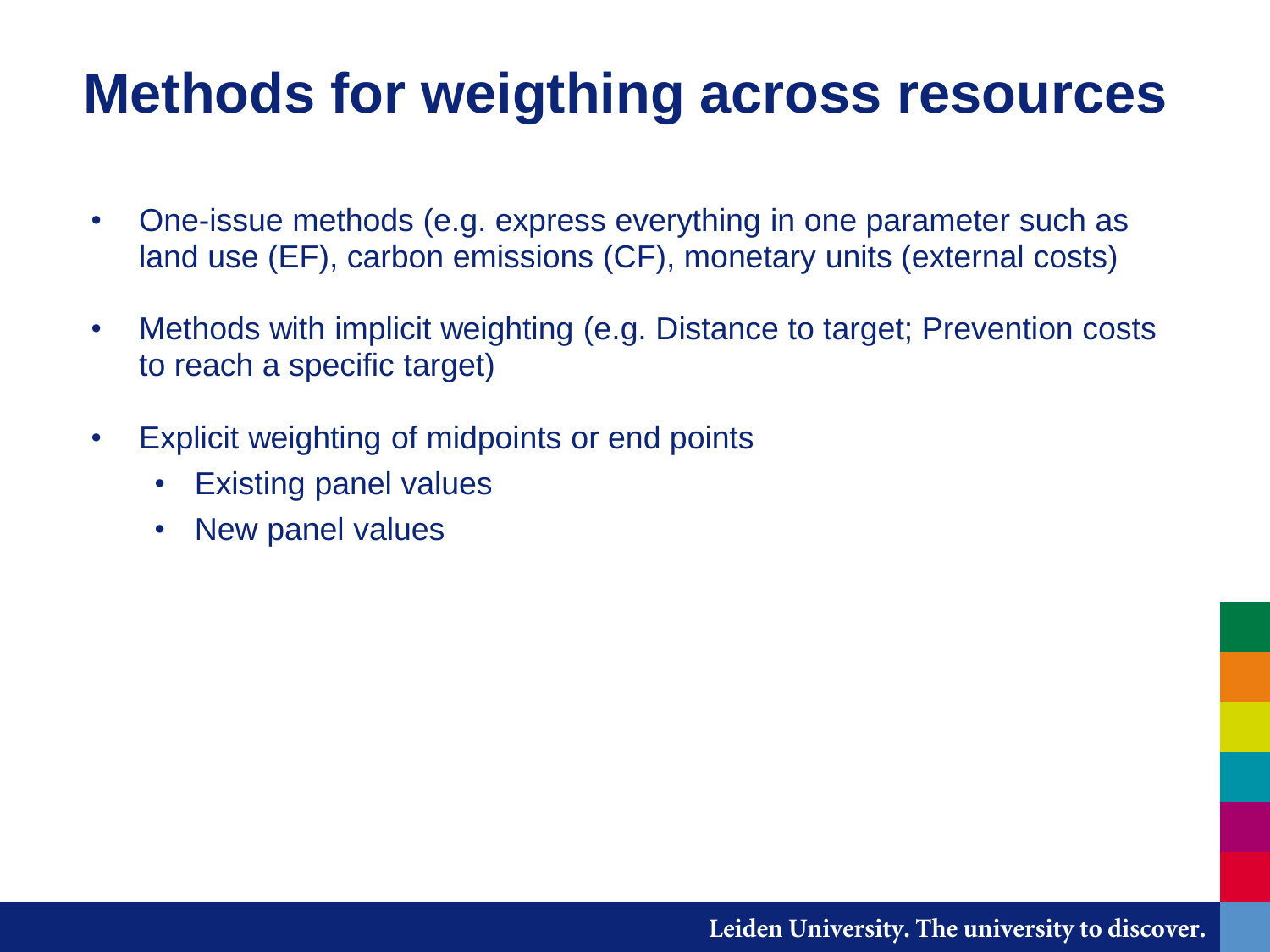# Methods for weigthing across resources

- One-issue methods (e.g. express everything in one parameter such as land use (EF), carbon emissions (CF), monetary units (external costs)
- Methods with implicit weighting (e.g. Distance to target; Prevention costs to reach a specific target)
- Explicit weighting of midpoints or end points
  - Existing panel values
  - New panel values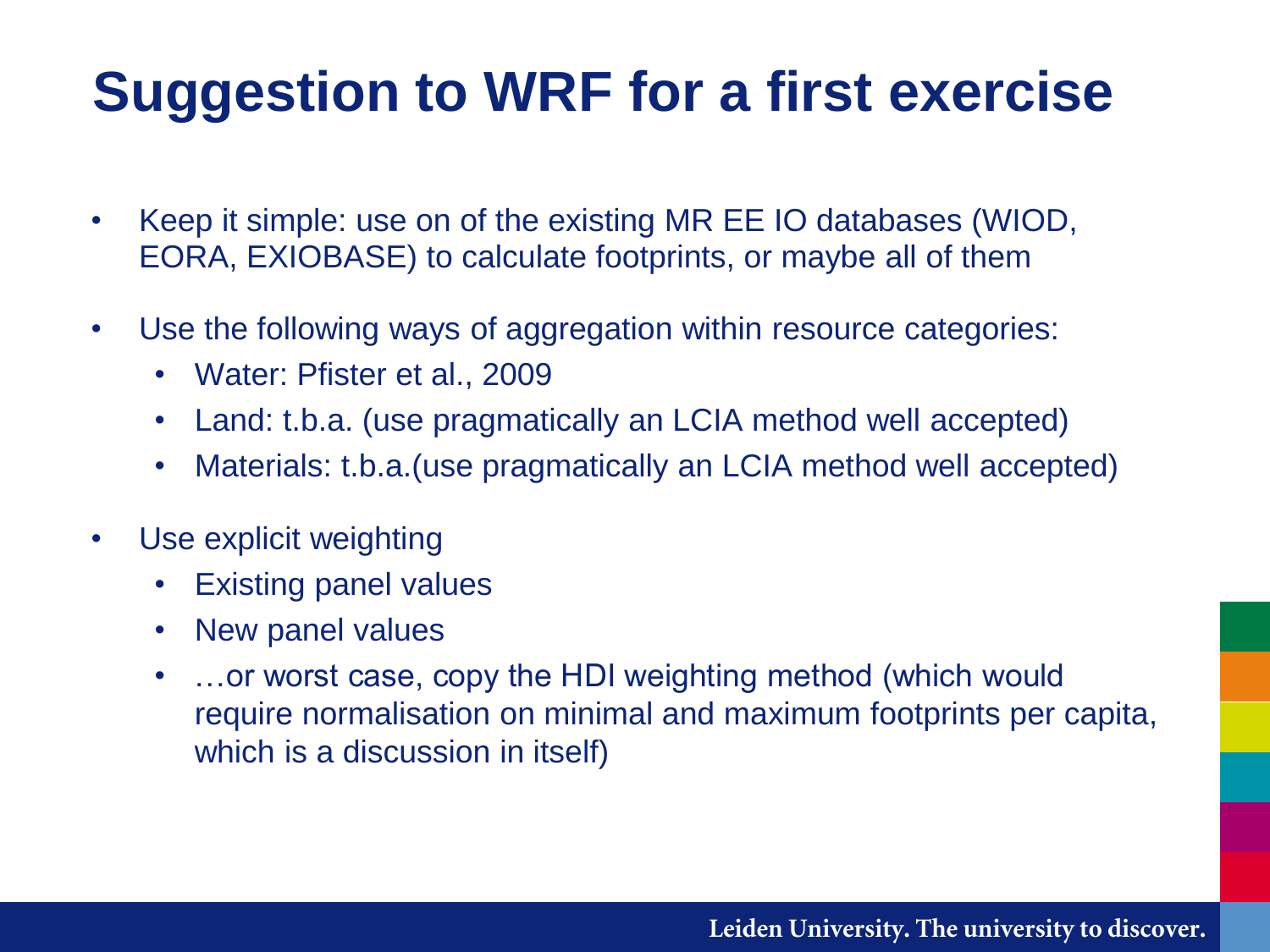# Suggestion to WRF for a first exercise

- Keep it simple: use on of the existing MR EE IO databases (WIOD, EORA, EXIOBASE) to calculate footprints, or maybe all of them
- Use the following ways of aggregation within resource categories:
  - Water: Pfister et al., 2009
  - Land: t.b.a. (use pragmatically an LCIA method well accepted)
  - Materials: t.b.a.(use pragmatically an LCIA method well accepted)
- Use explicit weighting
  - Existing panel values
  - New panel values
  - …or worst case, copy the HDI weighting method (which would require normalisation on minimal and maximum footprints per capita, which is a discussion in itself)